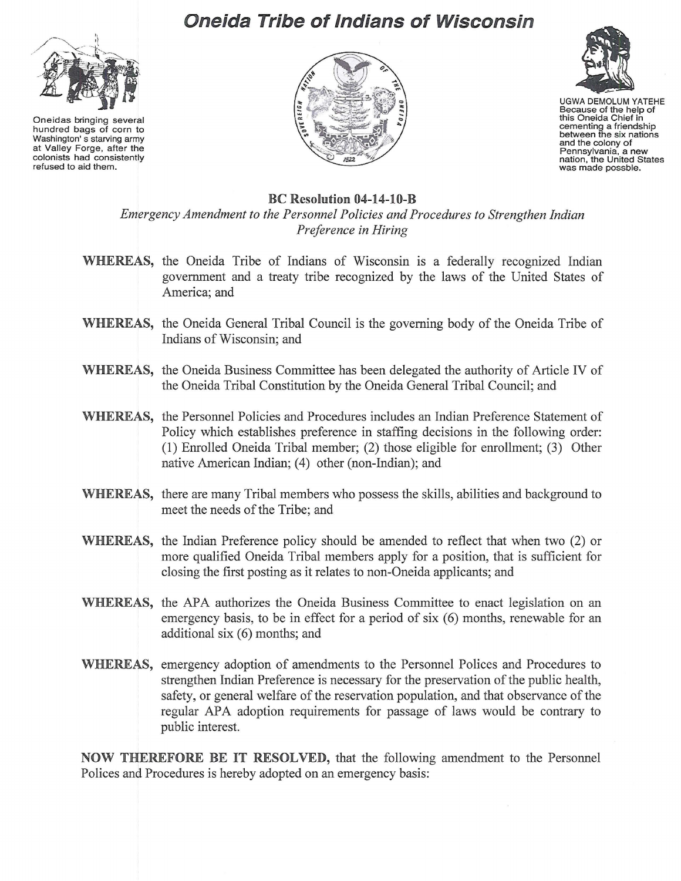# Oneida Tribe of Indians of Wisconsin

Oneidas bringing several hundred bags of corn to Washington's starving army at Valley Forge, after the colonists had consistently refused to aid them.

UGWA DEMOLUM YATEHE
Because of the help of this Oneida Chief in cementing a friendship between the six nations and the colony of Pennsylvania, a new nation, the United States was made possble.

## BC Resolution 04-14-10-B

*Emergency Amendment to the Personnel Policies and Procedures to Strengthen Indian Preference in Hiring*

**WHEREAS,** the Oneida Tribe of Indians of Wisconsin is a federally recognized Indian government and a treaty tribe recognized by the laws of the United States of America; and

**WHEREAS,** the Oneida General Tribal Council is the governing body of the Oneida Tribe of Indians of Wisconsin; and

**WHEREAS,** the Oneida Business Committee has been delegated the authority of Article IV of the Oneida Tribal Constitution by the Oneida General Tribal Council; and

**WHEREAS,** the Personnel Policies and Procedures includes an Indian Preference Statement of Policy which establishes preference in staffing decisions in the following order: (1) Enrolled Oneida Tribal member; (2) those eligible for enrollment; (3) Other native American Indian; (4) other (non-Indian); and

**WHEREAS,** there are many Tribal members who possess the skills, abilities and background to meet the needs of the Tribe; and

**WHEREAS,** the Indian Preference policy should be amended to reflect that when two (2) or more qualified Oneida Tribal members apply for a position, that is sufficient for closing the first posting as it relates to non-Oneida applicants; and

**WHEREAS,** the APA authorizes the Oneida Business Committee to enact legislation on an emergency basis, to be in effect for a period of six (6) months, renewable for an additional six (6) months; and

**WHEREAS,** emergency adoption of amendments to the Personnel Polices and Procedures to strengthen Indian Preference is necessary for the preservation of the public health, safety, or general welfare of the reservation population, and that observance of the regular APA adoption requirements for passage of laws would be contrary to public interest.

**NOW THEREFORE BE IT RESOLVED,** that the following amendment to the Personnel Polices and Procedures is hereby adopted on an emergency basis: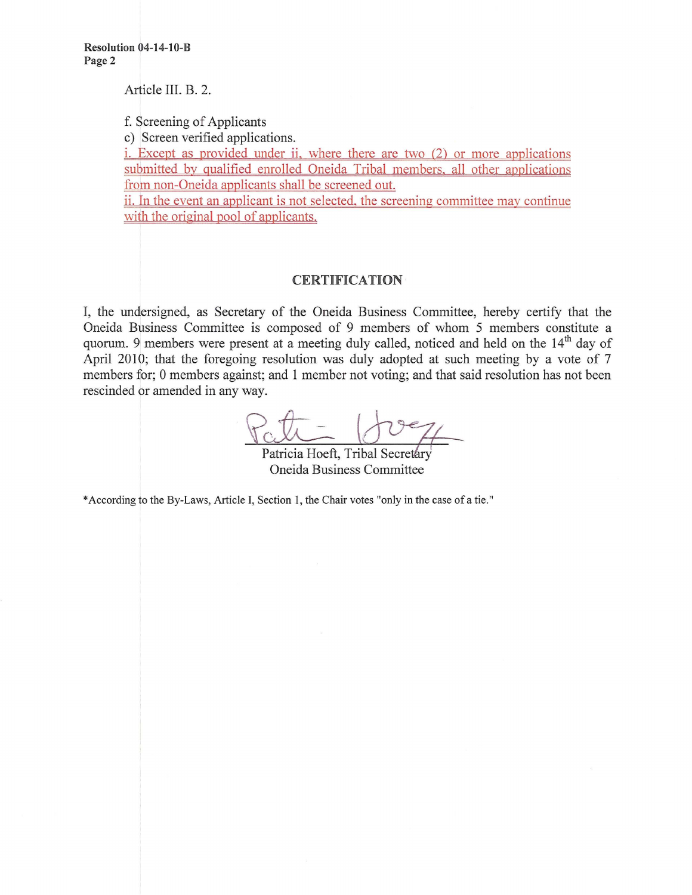Article III. B. 2.

f. Screening of Applicants

c) Screen verified applications.

i. Except as provided under ii, where there are two (2) or more applications submitted by qualified enrolled Oneida Tribal members, all other applications from non-Oneida applicants shall be screened out.

ii. In the event an applicant is not selected, the screening committee may continue with the original pool of applicants.

## CERTIFICATION

I, the undersigned, as Secretary of the Oneida Business Committee, hereby certify that the Oneida Business Committee is composed of 9 members of whom 5 members constitute a quorum. 9 members were present at a meeting duly called, noticed and held on the 14th day of April 2010; that the foregoing resolution was duly adopted at such meeting by a vote of 7 members for; 0 members against; and 1 member not voting; and that said resolution has not been rescinded or amended in any way.

Patricia Hoeft, Tribal Secretary
Oneida Business Committee

*According to the By-Laws, Article I, Section 1, the Chair votes "only in the case of a tie."